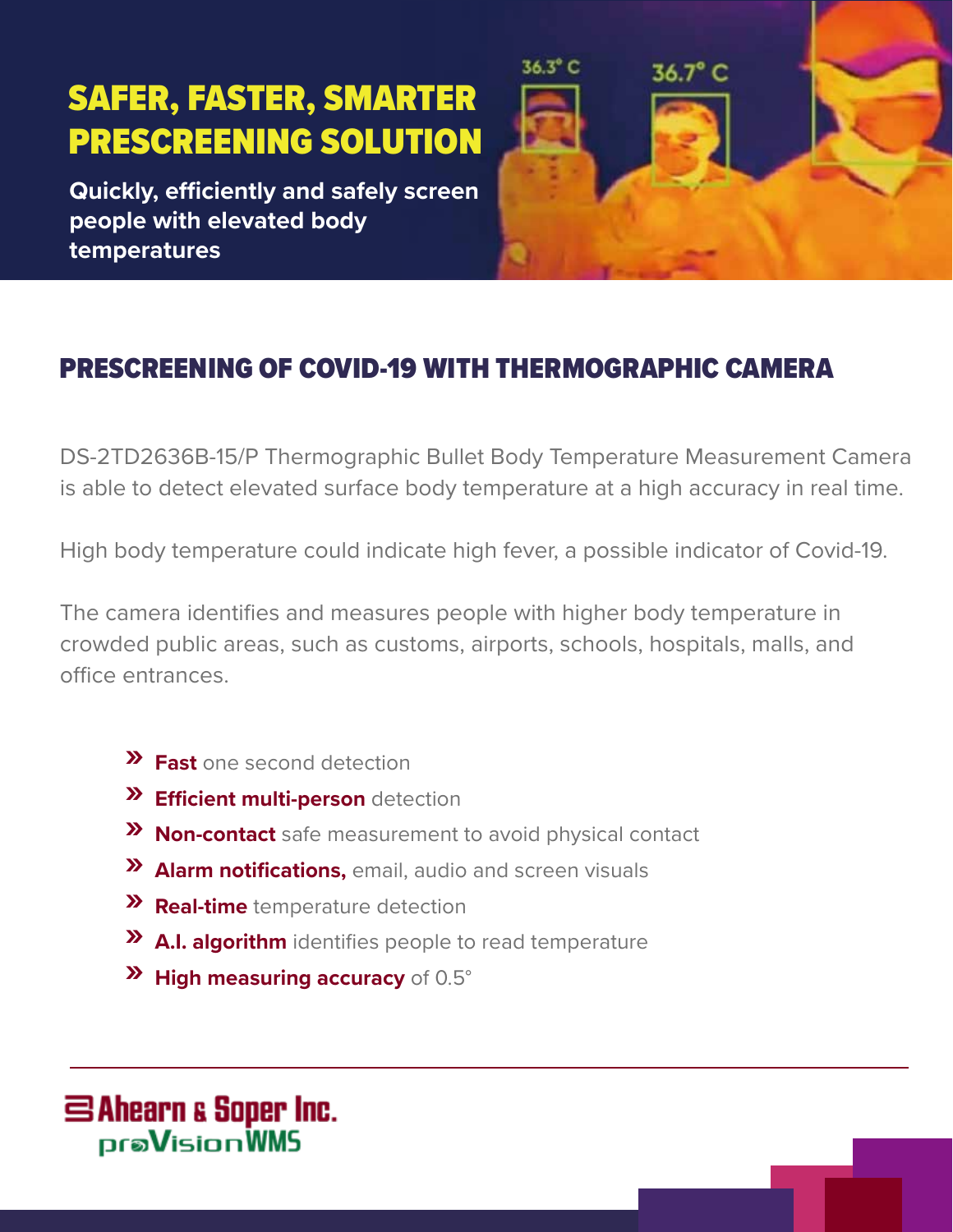# SAFER, FASTER, SMARTER PRESCREENING SOLUTION

**Quickly, efficiently and safely screen people with elevated body temperatures**

## PRESCREENING OF COVID-19 WITH THERMOGRAPHIC CAMERA

DS-2TD2636B-15/P Thermographic Bullet Body Temperature Measurement Camera is able to detect elevated surface body temperature at a high accuracy in real time.

High body temperature could indicate high fever, a possible indicator of Covid-19.

The camera identifies and measures people with higher body temperature in crowded public areas, such as customs, airports, schools, hospitals, malls, and office entrances.

- **Fast** one second detection
- **Efficient multi-person** detection
- **Non-contact** safe measurement to avoid physical contact
- **Alarm notifications,** email, audio and screen visuals
- **Real-time** temperature detection
- **A.I. algorithm** identifies people to read temperature
- **High measuring accuracy** of 0.5°

Ahearn & Soper Inc.
proVisionWMS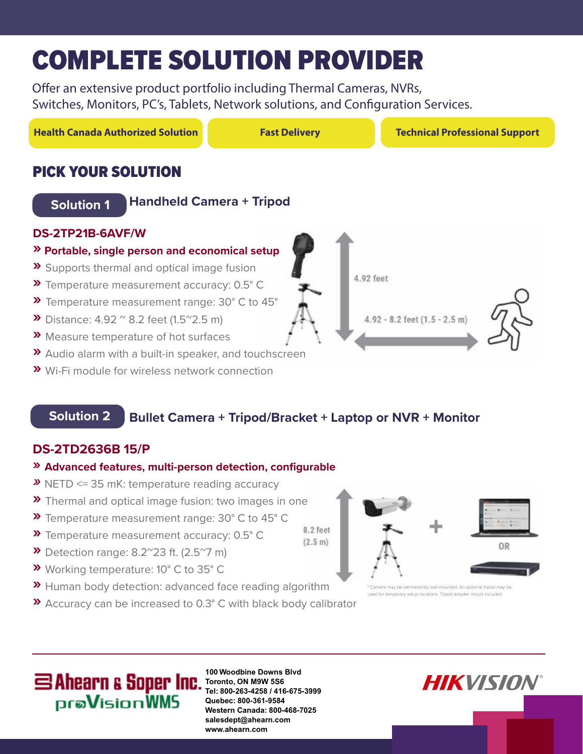# COMPLETE SOLUTION PROVIDER

Offer an extensive product portfolio including Thermal Cameras, NVRs, Switches, Monitors, PC's, Tablets, Network solutions, and Configuration Services.

**Health Canada Authorized Solution** | **Fast Delivery** | **Technical Professional Support**

## PICK YOUR SOLUTION

### Solution 1 — Handheld Camera + Tripod

**DS-2TP21B-6AVF/W**

- **Portable, single person and economical setup**
- Supports thermal and optical image fusion
- Temperature measurement accuracy: 0.5° C
- Temperature measurement range: 30° C to 45°
- Distance: 4.92 ~ 8.2 feet (1.5~2.5 m)
- Measure temperature of hot surfaces
- Audio alarm with a built-in speaker, and touchscreen
- Wi-Fi module for wireless network connection

4.92 feet

4.92 - 8.2 feet (1.5 - 2.5 m)

### Solution 2 — Bullet Camera + Tripod/Bracket + Laptop or NVR + Monitor

**DS-2TD2636B 15/P**

- **Advanced features, multi-person detection, configurable**
- NETD <= 35 mK: temperature reading accuracy
- Thermal and optical image fusion: two images in one
- Temperature measurement range: 30° C to 45° C
- Temperature measurement accuracy: 0.5° C
- Detection range: 8.2~23 ft. (2.5~7 m)
- Working temperature: 10° C to 35° C
- Human body detection: advanced face reading algorithm
- Accuracy can be increased to 0.3° C with black body calibrator

8.2 feet (2.5 m)

OR

* Camera may be permanently wall-mounted. An optional tripod may be used for temporary setup locations. Tripod adapter mount included.

---

**Ahearn & Soper Inc.** proVisionWMS

100 Woodbine Downs Blvd
Toronto, ON M9W 5S6
Tel: 800-263-4258 / 416-675-3999
Quebec: 800-361-9584
Western Canada: 800-468-7025
salesdept@ahearn.com
www.ahearn.com

HIKVISION®